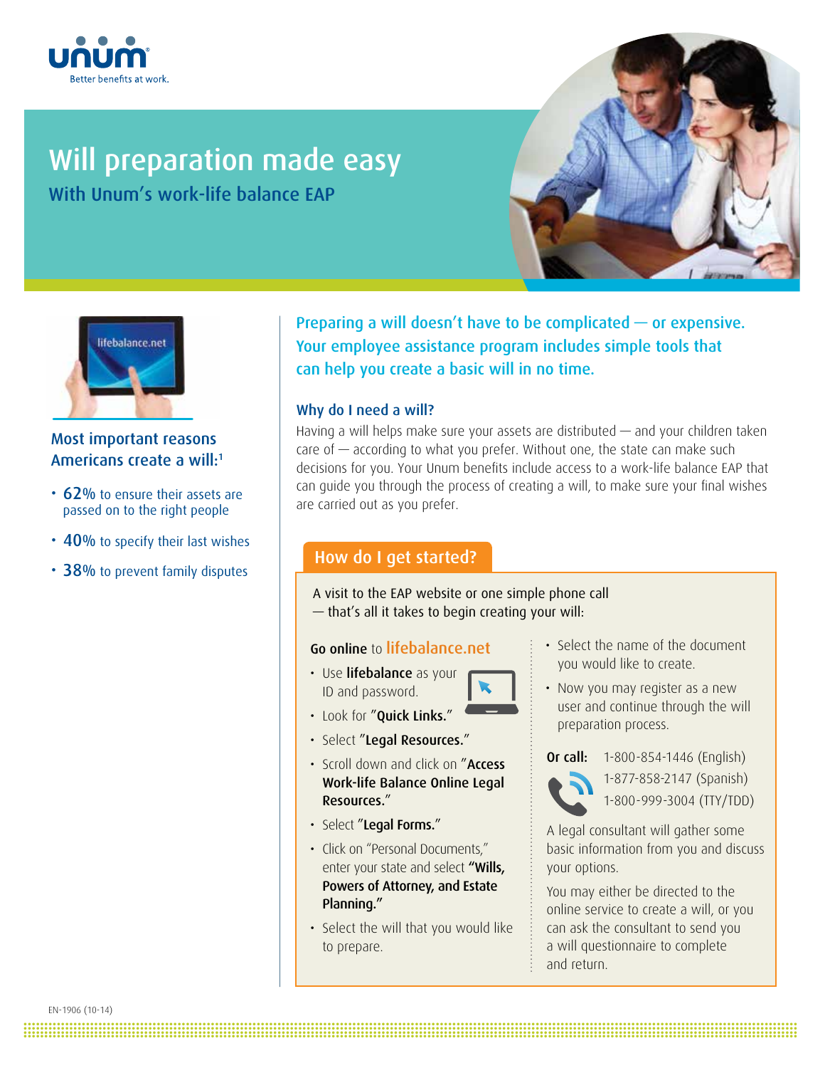unum

Better benefits at work.

# Will preparation made easy

## With Unum's work-life balance EAP

lifebalance.net

### Most important reasons Americans create a will:[1]

- **62%** to ensure their assets are passed on to the right people
- **40%** to specify their last wishes
- **38%** to prevent family disputes

**Preparing a will doesn't have to be complicated — or expensive. Your employee assistance program includes simple tools that can help you create a basic will in no time.**

### Why do I need a will?

Having a will helps make sure your assets are distributed — and your children taken care of — according to what you prefer. Without one, the state can make such decisions for you. Your Unum benefits include access to a work-life balance EAP that can guide you through the process of creating a will, to make sure your final wishes are carried out as you prefer.

## How do I get started?

A visit to the EAP website or one simple phone call — that's all it takes to begin creating your will:

**Go online** to **lifebalance.net**

- Use **lifebalance** as your ID and password.
- Look for "**Quick Links.**"
- Select "**Legal Resources.**"
- Scroll down and click on "**Access Work-life Balance Online Legal Resources.**"
- Select "**Legal Forms.**"
- Click on "Personal Documents," enter your state and select **"Wills, Powers of Attorney, and Estate Planning."**
- Select the will that you would like to prepare.
- Select the name of the document you would like to create.
- Now you may register as a new user and continue through the will preparation process.

**Or call:** 1-800-854-1446 (English)
1-877-858-2147 (Spanish)
1-800-999-3004 (TTY/TDD)

A legal consultant will gather some basic information from you and discuss your options.

You may either be directed to the online service to create a will, or you can ask the consultant to send you a will questionnaire to complete and return.

EN-1906 (10-14)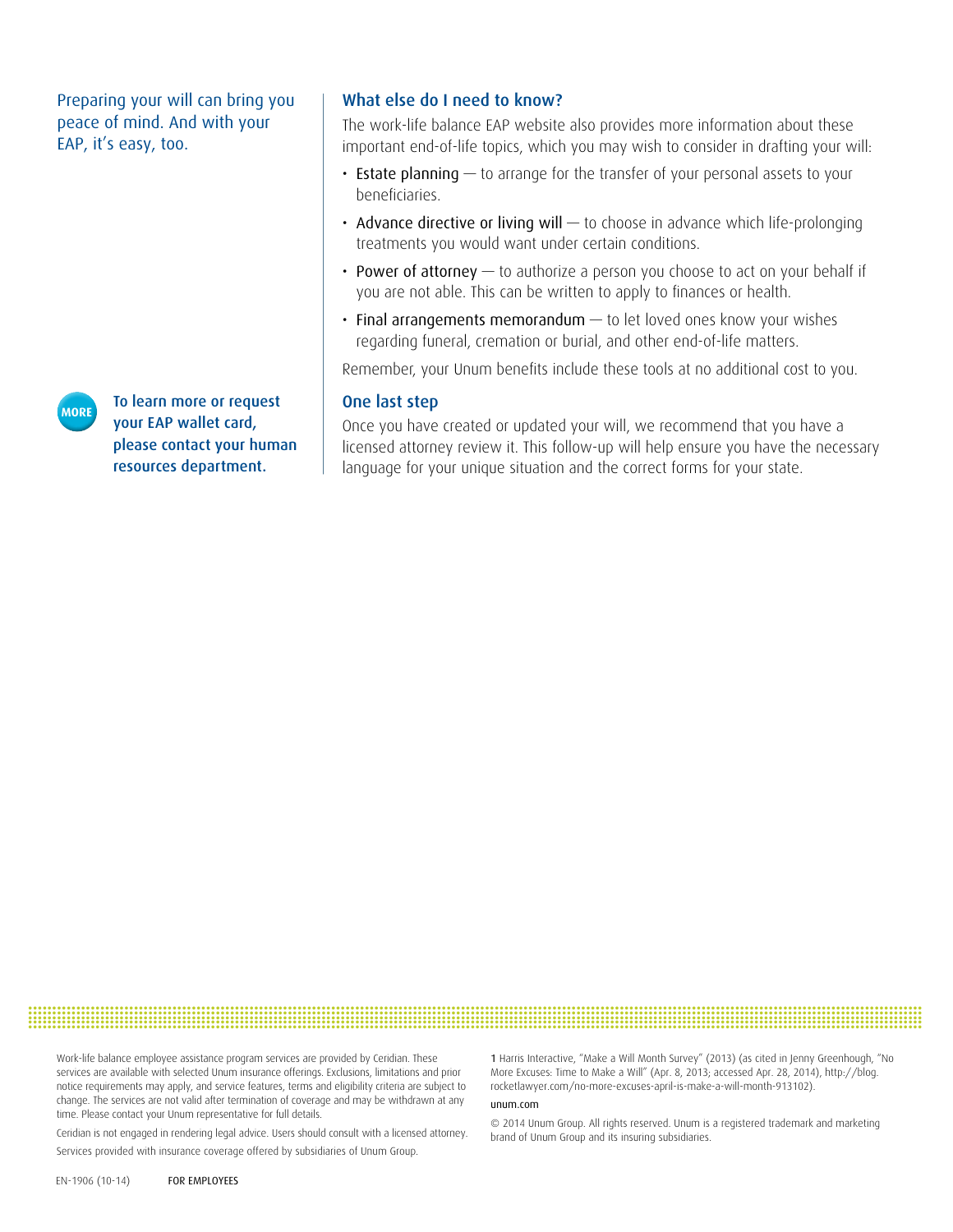Preparing your will can bring you peace of mind. And with your EAP, it's easy, too.

MORE

**To learn more or request your EAP wallet card, please contact your human resources department.**

## What else do I need to know?

The work-life balance EAP website also provides more information about these important end-of-life topics, which you may wish to consider in drafting your will:

- Estate planning — to arrange for the transfer of your personal assets to your beneficiaries.
- Advance directive or living will — to choose in advance which life-prolonging treatments you would want under certain conditions.
- Power of attorney — to authorize a person you choose to act on your behalf if you are not able. This can be written to apply to finances or health.
- Final arrangements memorandum — to let loved ones know your wishes regarding funeral, cremation or burial, and other end-of-life matters.

Remember, your Unum benefits include these tools at no additional cost to you.

## One last step

Once you have created or updated your will, we recommend that you have a licensed attorney review it. This follow-up will help ensure you have the necessary language for your unique situation and the correct forms for your state.

Work-life balance employee assistance program services are provided by Ceridian. These services are available with selected Unum insurance offerings. Exclusions, limitations and prior notice requirements may apply, and service features, terms and eligibility criteria are subject to change. The services are not valid after termination of coverage and may be withdrawn at any time. Please contact your Unum representative for full details.

Ceridian is not engaged in rendering legal advice. Users should consult with a licensed attorney.

Services provided with insurance coverage offered by subsidiaries of Unum Group.

1 Harris Interactive, "Make a Will Month Survey" (2013) (as cited in Jenny Greenhough, "No More Excuses: Time to Make a Will" (Apr. 8, 2013; accessed Apr. 28, 2014), http://blog.rocketlawyer.com/no-more-excuses-april-is-make-a-will-month-913102).

unum.com

© 2014 Unum Group. All rights reserved. Unum is a registered trademark and marketing brand of Unum Group and its insuring subsidiaries.

EN-1906 (10-14) FOR EMPLOYEES